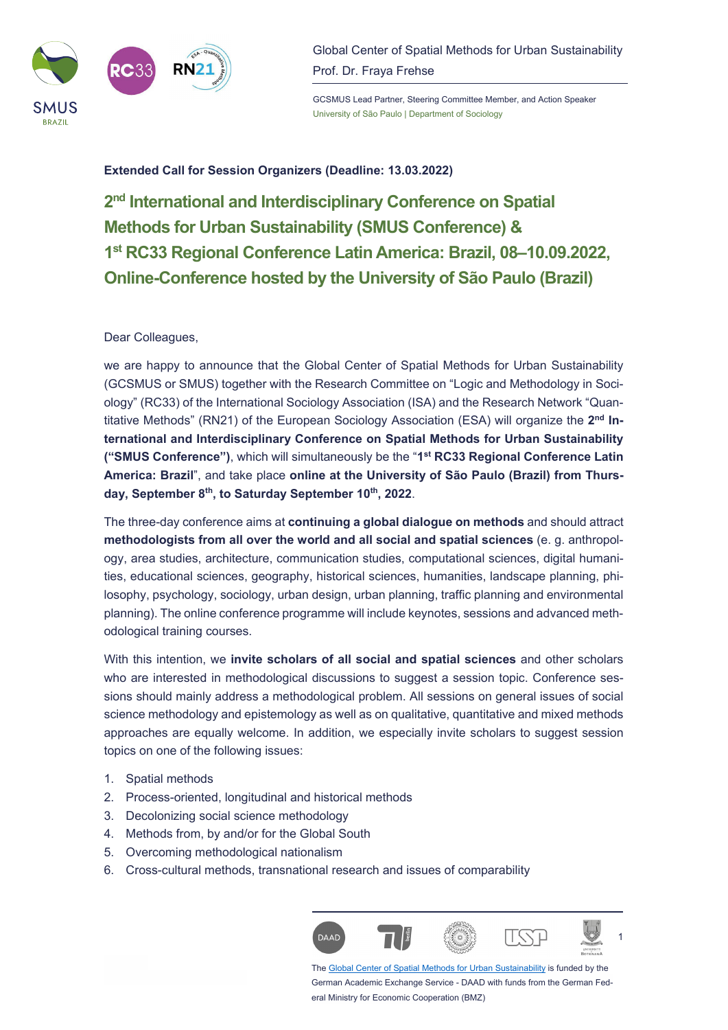Global Center of Spatial Methods for Urban Sustainability
Prof. Dr. Fraya Frehse

GCSMUS Lead Partner, Steering Committee Member, and Action Speaker
University of São Paulo | Department of Sociology

**Extended Call for Session Organizers (Deadline: 13.03.2022)**

# 2nd International and Interdisciplinary Conference on Spatial Methods for Urban Sustainability (SMUS Conference) & 1st RC33 Regional Conference Latin America: Brazil, 08–10.09.2022, Online-Conference hosted by the University of São Paulo (Brazil)

Dear Colleagues,

we are happy to announce that the Global Center of Spatial Methods for Urban Sustainability (GCSMUS or SMUS) together with the Research Committee on "Logic and Methodology in Sociology" (RC33) of the International Sociology Association (ISA) and the Research Network "Quantitative Methods" (RN21) of the European Sociology Association (ESA) will organize the **2nd International and Interdisciplinary Conference on Spatial Methods for Urban Sustainability ("SMUS Conference")**, which will simultaneously be the "**1st RC33 Regional Conference Latin America: Brazil**", and take place **online at the University of São Paulo (Brazil) from Thursday, September 8th, to Saturday September 10th, 2022**.

The three-day conference aims at **continuing a global dialogue on methods** and should attract **methodologists from all over the world and all social and spatial sciences** (e. g. anthropology, area studies, architecture, communication studies, computational sciences, digital humanities, educational sciences, geography, historical sciences, humanities, landscape planning, philosophy, psychology, sociology, urban design, urban planning, traffic planning and environmental planning). The online conference programme will include keynotes, sessions and advanced methodological training courses.

With this intention, we **invite scholars of all social and spatial sciences** and other scholars who are interested in methodological discussions to suggest a session topic. Conference sessions should mainly address a methodological problem. All sessions on general issues of social science methodology and epistemology as well as on qualitative, quantitative and mixed methods approaches are equally welcome. In addition, we especially invite scholars to suggest session topics on one of the following issues:

1. Spatial methods
2. Process-oriented, longitudinal and historical methods
3. Decolonizing social science methodology
4. Methods from, by and/or for the Global South
5. Overcoming methodological nationalism
6. Cross-cultural methods, transnational research and issues of comparability

The Global Center of Spatial Methods for Urban Sustainability is funded by the German Academic Exchange Service - DAAD with funds from the German Federal Ministry for Economic Cooperation (BMZ)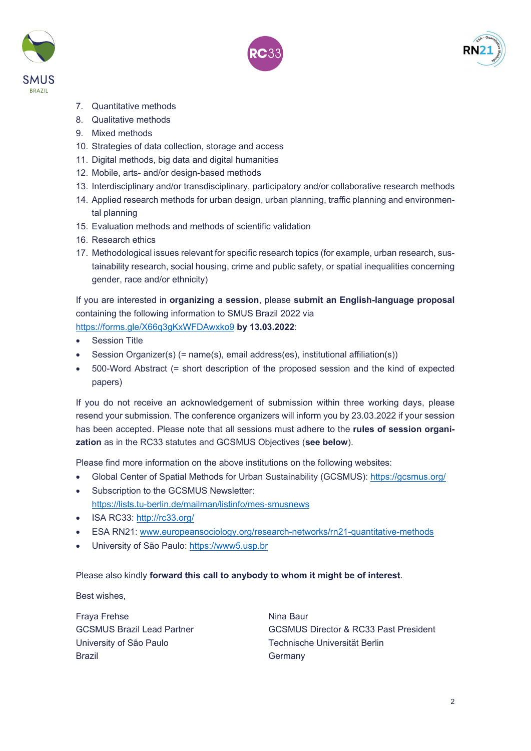7. Quantitative methods
8. Qualitative methods
9. Mixed methods
10. Strategies of data collection, storage and access
11. Digital methods, big data and digital humanities
12. Mobile, arts- and/or design-based methods
13. Interdisciplinary and/or transdisciplinary, participatory and/or collaborative research methods
14. Applied research methods for urban design, urban planning, traffic planning and environmental planning
15. Evaluation methods and methods of scientific validation
16. Research ethics
17. Methodological issues relevant for specific research topics (for example, urban research, sustainability research, social housing, crime and public safety, or spatial inequalities concerning gender, race and/or ethnicity)

If you are interested in **organizing a session**, please **submit an English-language proposal** containing the following information to SMUS Brazil 2022 via https://forms.gle/X66q3gKxWFDAwxko9 **by 13.03.2022**:

- Session Title
- Session Organizer(s) (= name(s), email address(es), institutional affiliation(s))
- 500-Word Abstract (= short description of the proposed session and the kind of expected papers)

If you do not receive an acknowledgement of submission within three working days, please resend your submission. The conference organizers will inform you by 23.03.2022 if your session has been accepted. Please note that all sessions must adhere to the **rules of session organization** as in the RC33 statutes and GCSMUS Objectives (**see below**).

Please find more information on the above institutions on the following websites:

- Global Center of Spatial Methods for Urban Sustainability (GCSMUS): https://gcsmus.org/
- Subscription to the GCSMUS Newsletter: https://lists.tu-berlin.de/mailman/listinfo/mes-smusnews
- ISA RC33: http://rc33.org/
- ESA RN21: www.europeansociology.org/research-networks/rn21-quantitative-methods
- University of São Paulo: https://www5.usp.br

Please also kindly **forward this call to anybody to whom it might be of interest**.

Best wishes,

Fraya Frehse
GCSMUS Brazil Lead Partner
University of São Paulo
Brazil

Nina Baur
GCSMUS Director & RC33 Past President
Technische Universität Berlin
Germany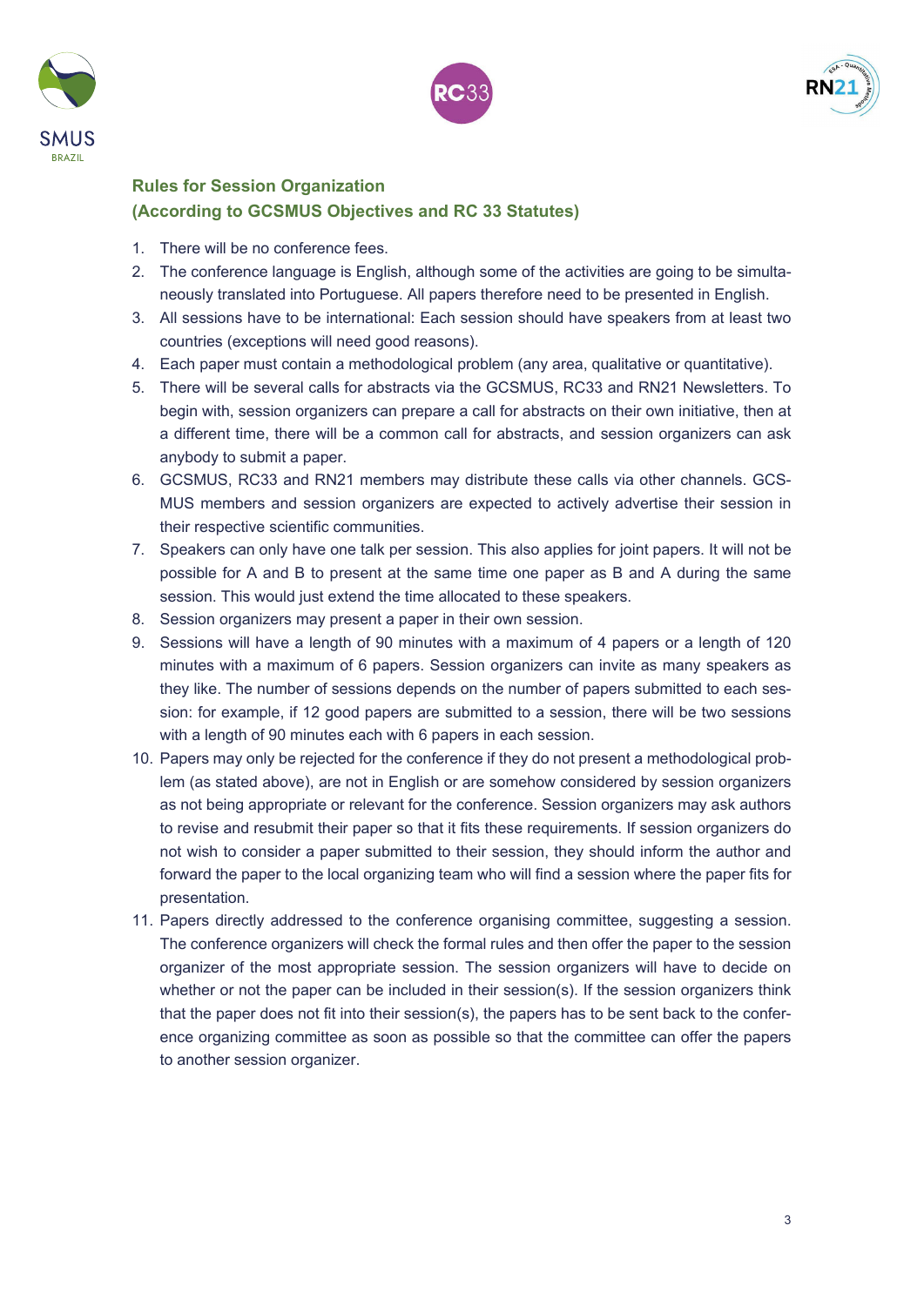## Rules for Session Organization
## (According to GCSMUS Objectives and RC 33 Statutes)

1. There will be no conference fees.
2. The conference language is English, although some of the activities are going to be simultaneously translated into Portuguese. All papers therefore need to be presented in English.
3. All sessions have to be international: Each session should have speakers from at least two countries (exceptions will need good reasons).
4. Each paper must contain a methodological problem (any area, qualitative or quantitative).
5. There will be several calls for abstracts via the GCSMUS, RC33 and RN21 Newsletters. To begin with, session organizers can prepare a call for abstracts on their own initiative, then at a different time, there will be a common call for abstracts, and session organizers can ask anybody to submit a paper.
6. GCSMUS, RC33 and RN21 members may distribute these calls via other channels. GCSMUS members and session organizers are expected to actively advertise their session in their respective scientific communities.
7. Speakers can only have one talk per session. This also applies for joint papers. It will not be possible for A and B to present at the same time one paper as B and A during the same session. This would just extend the time allocated to these speakers.
8. Session organizers may present a paper in their own session.
9. Sessions will have a length of 90 minutes with a maximum of 4 papers or a length of 120 minutes with a maximum of 6 papers. Session organizers can invite as many speakers as they like. The number of sessions depends on the number of papers submitted to each session: for example, if 12 good papers are submitted to a session, there will be two sessions with a length of 90 minutes each with 6 papers in each session.
10. Papers may only be rejected for the conference if they do not present a methodological problem (as stated above), are not in English or are somehow considered by session organizers as not being appropriate or relevant for the conference. Session organizers may ask authors to revise and resubmit their paper so that it fits these requirements. If session organizers do not wish to consider a paper submitted to their session, they should inform the author and forward the paper to the local organizing team who will find a session where the paper fits for presentation.
11. Papers directly addressed to the conference organising committee, suggesting a session. The conference organizers will check the formal rules and then offer the paper to the session organizer of the most appropriate session. The session organizers will have to decide on whether or not the paper can be included in their session(s). If the session organizers think that the paper does not fit into their session(s), the papers has to be sent back to the conference organizing committee as soon as possible so that the committee can offer the papers to another session organizer.